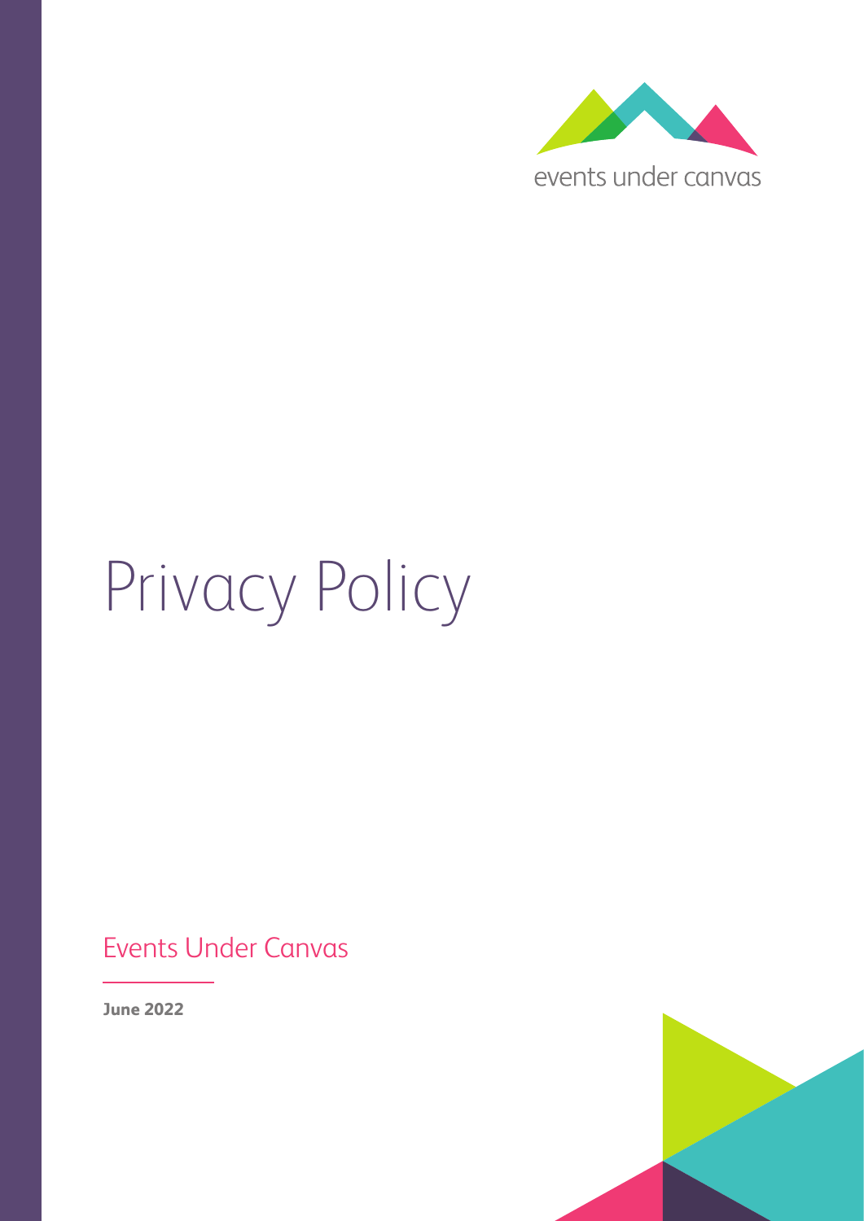events under canvas

# Privacy Policy

Events Under Canvas

**June 2022**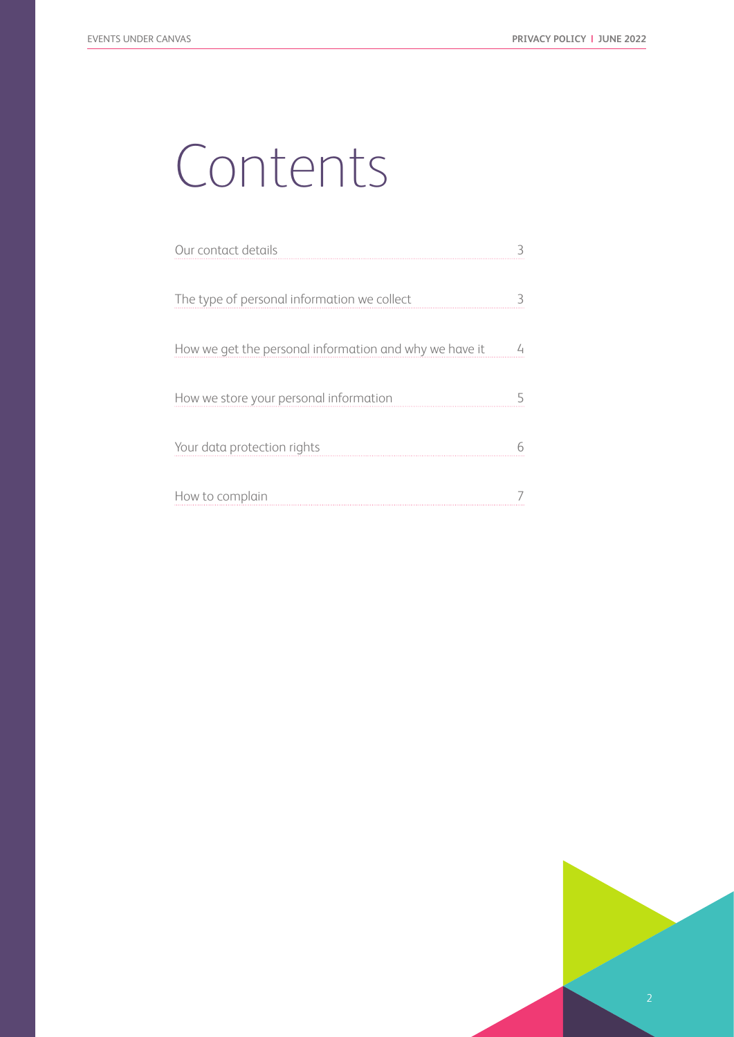# Contents

| | |
|---|---|
| Our contact details | 3 |
| The type of personal information we collect | 3 |
| How we get the personal information and why we have it | 4 |
| How we store your personal information | 5 |
| Your data protection rights | 6 |
| How to complain | 7 |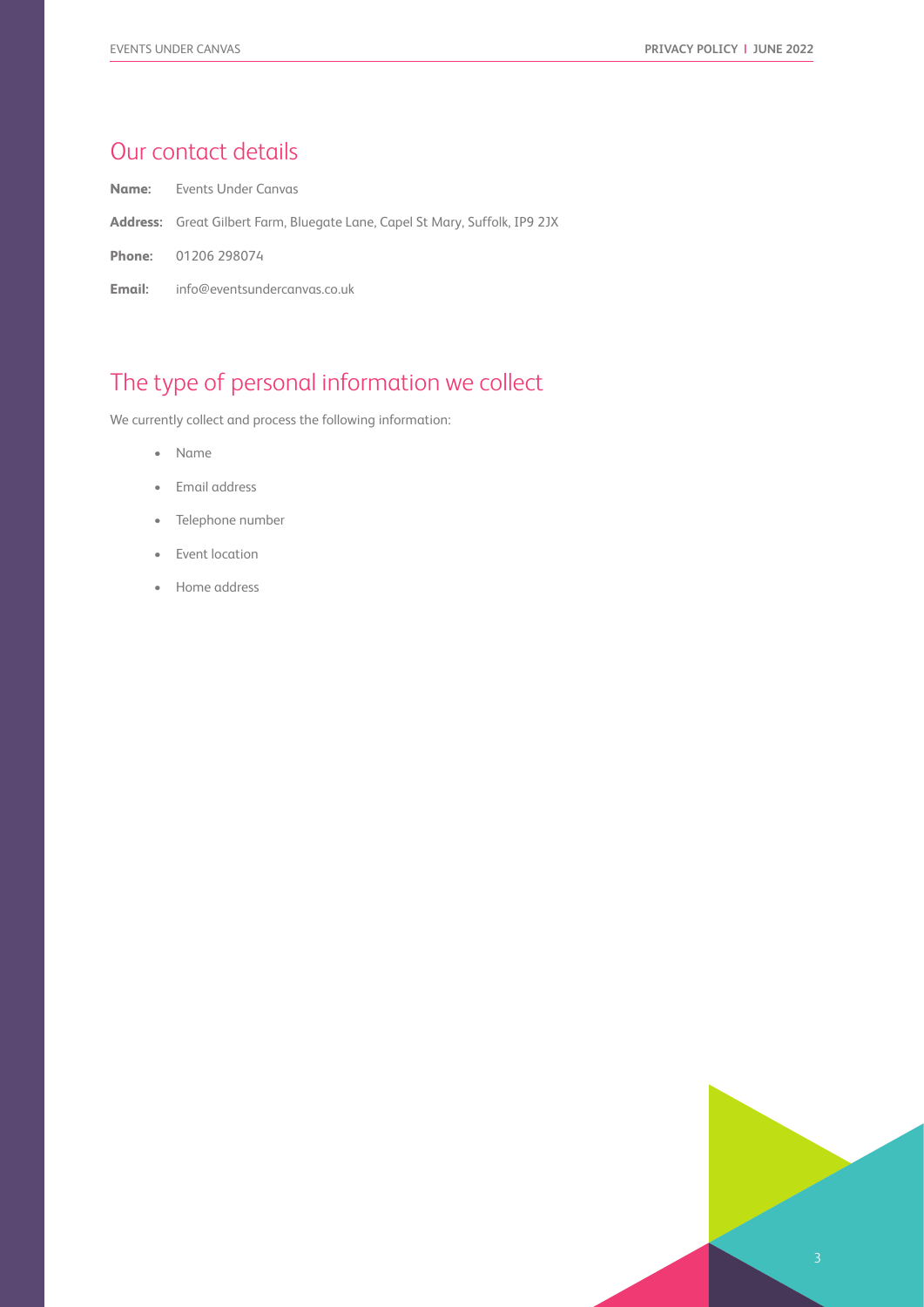## Our contact details

**Name:** Events Under Canvas

**Address:** Great Gilbert Farm, Bluegate Lane, Capel St Mary, Suffolk, IP9 2JX

**Phone:** 01206 298074

**Email:** info@eventsundercanvas.co.uk

## The type of personal information we collect

We currently collect and process the following information:

- Name
- Email address
- Telephone number
- Event location
- Home address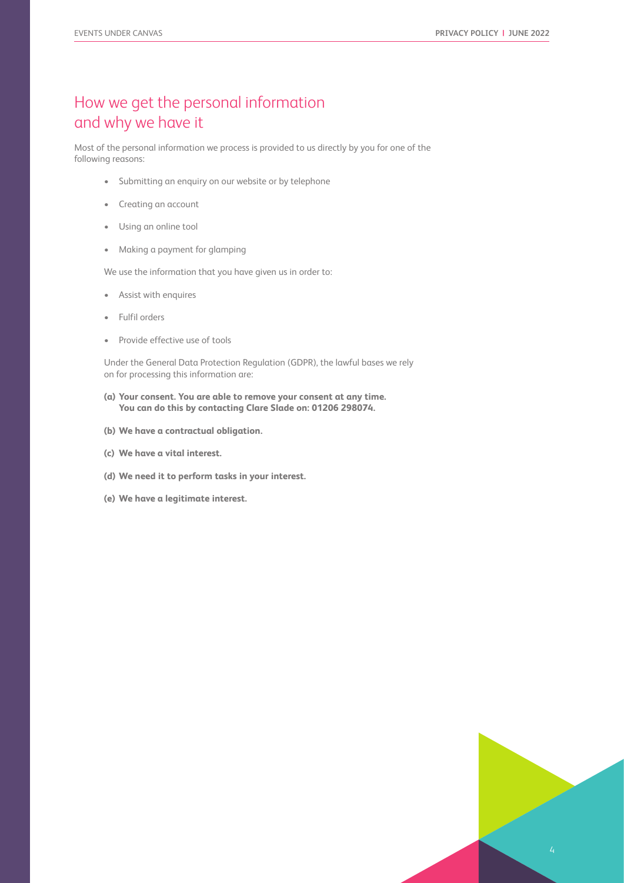# How we get the personal information and why we have it

Most of the personal information we process is provided to us directly by you for one of the following reasons:

- Submitting an enquiry on our website or by telephone
- Creating an account
- Using an online tool
- Making a payment for glamping

We use the information that you have given us in order to:

- Assist with enquires
- Fulfil orders
- Provide effective use of tools

Under the General Data Protection Regulation (GDPR), the lawful bases we rely on for processing this information are:

**(a) Your consent. You are able to remove your consent at any time. You can do this by contacting Clare Slade on: 01206 298074.**

**(b) We have a contractual obligation.**

**(c) We have a vital interest.**

**(d) We need it to perform tasks in your interest.**

**(e) We have a legitimate interest.**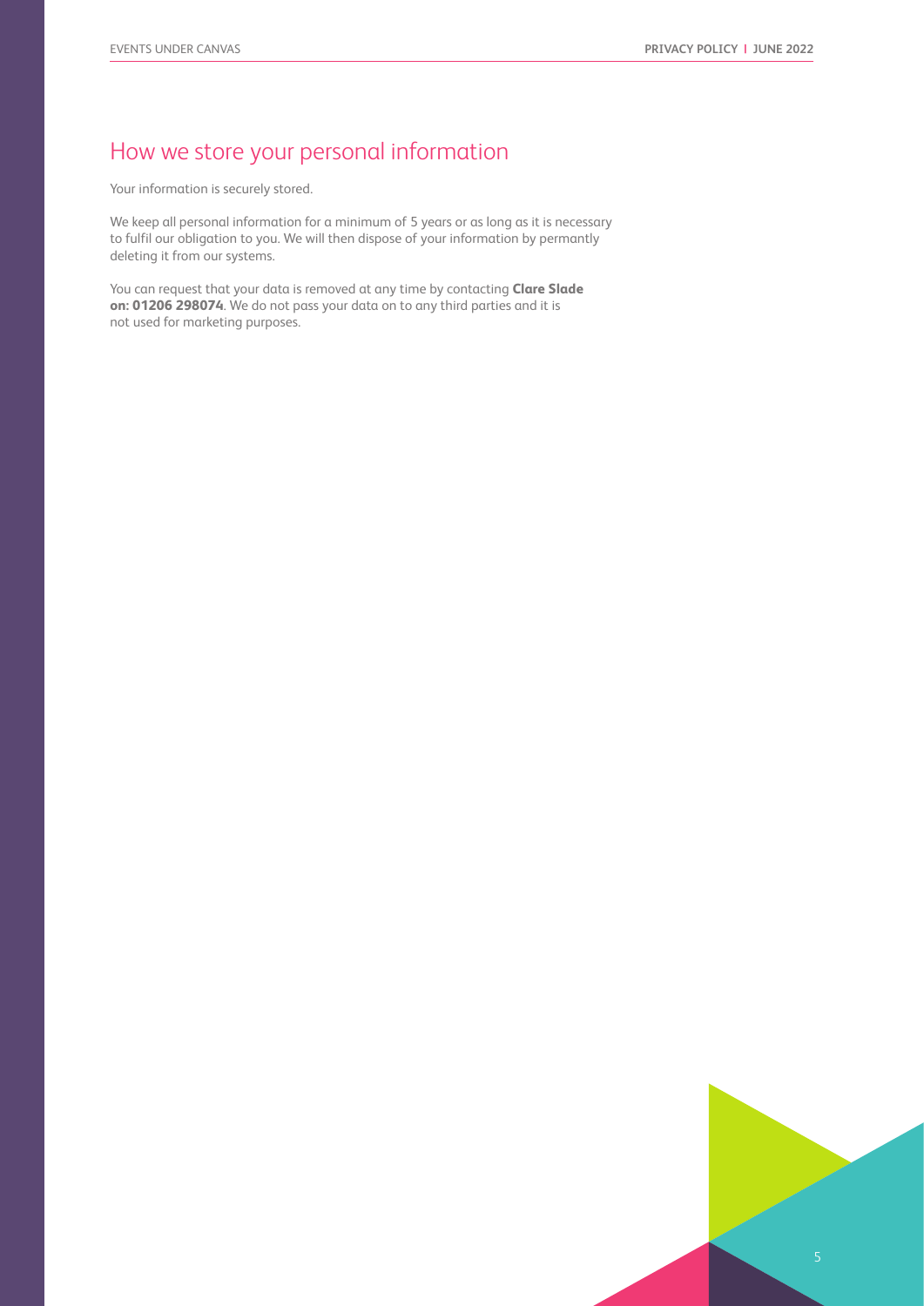## How we store your personal information

Your information is securely stored.

We keep all personal information for a minimum of 5 years or as long as it is necessary to fulfil our obligation to you. We will then dispose of your information by permantly deleting it from our systems.

You can request that your data is removed at any time by contacting **Clare Slade on: 01206 298074**. We do not pass your data on to any third parties and it is not used for marketing purposes.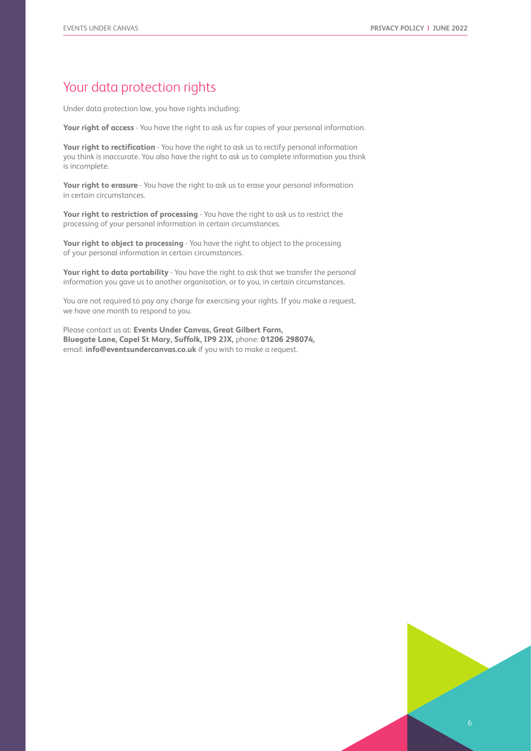## Your data protection rights

Under data protection law, you have rights including:

**Your right of access** - You have the right to ask us for copies of your personal information.

**Your right to rectification** - You have the right to ask us to rectify personal information you think is inaccurate. You also have the right to ask us to complete information you think is incomplete.

**Your right to erasure** - You have the right to ask us to erase your personal information in certain circumstances.

**Your right to restriction of processing** - You have the right to ask us to restrict the processing of your personal information in certain circumstances.

**Your right to object to processing** - You have the right to object to the processing of your personal information in certain circumstances.

**Your right to data portability** - You have the right to ask that we transfer the personal information you gave us to another organisation, or to you, in certain circumstances.

You are not required to pay any charge for exercising your rights. If you make a request, we have one month to respond to you.

Please contact us at: **Events Under Canvas, Great Gilbert Farm, Bluegate Lane, Capel St Mary, Suffolk, IP9 2JX,** phone: **01206 298074,** email: **info@eventsundercanvas.co.uk** if you wish to make a request.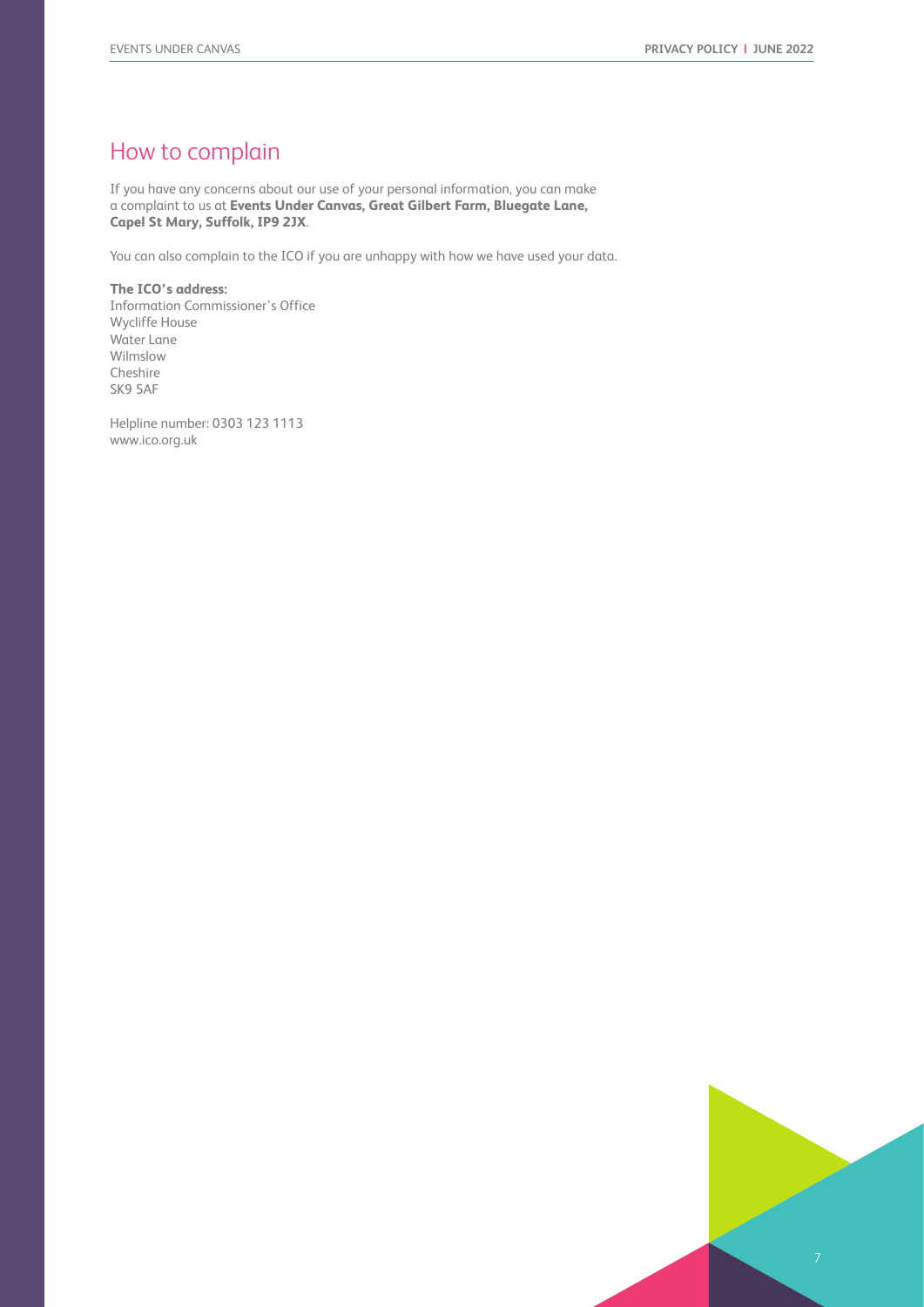## How to complain

If you have any concerns about our use of your personal information, you can make a complaint to us at **Events Under Canvas, Great Gilbert Farm, Bluegate Lane, Capel St Mary, Suffolk, IP9 2JX**.

You can also complain to the ICO if you are unhappy with how we have used your data.

**The ICO's address:**
Information Commissioner's Office
Wycliffe House
Water Lane
Wilmslow
Cheshire
SK9 5AF

Helpline number: 0303 123 1113
www.ico.org.uk